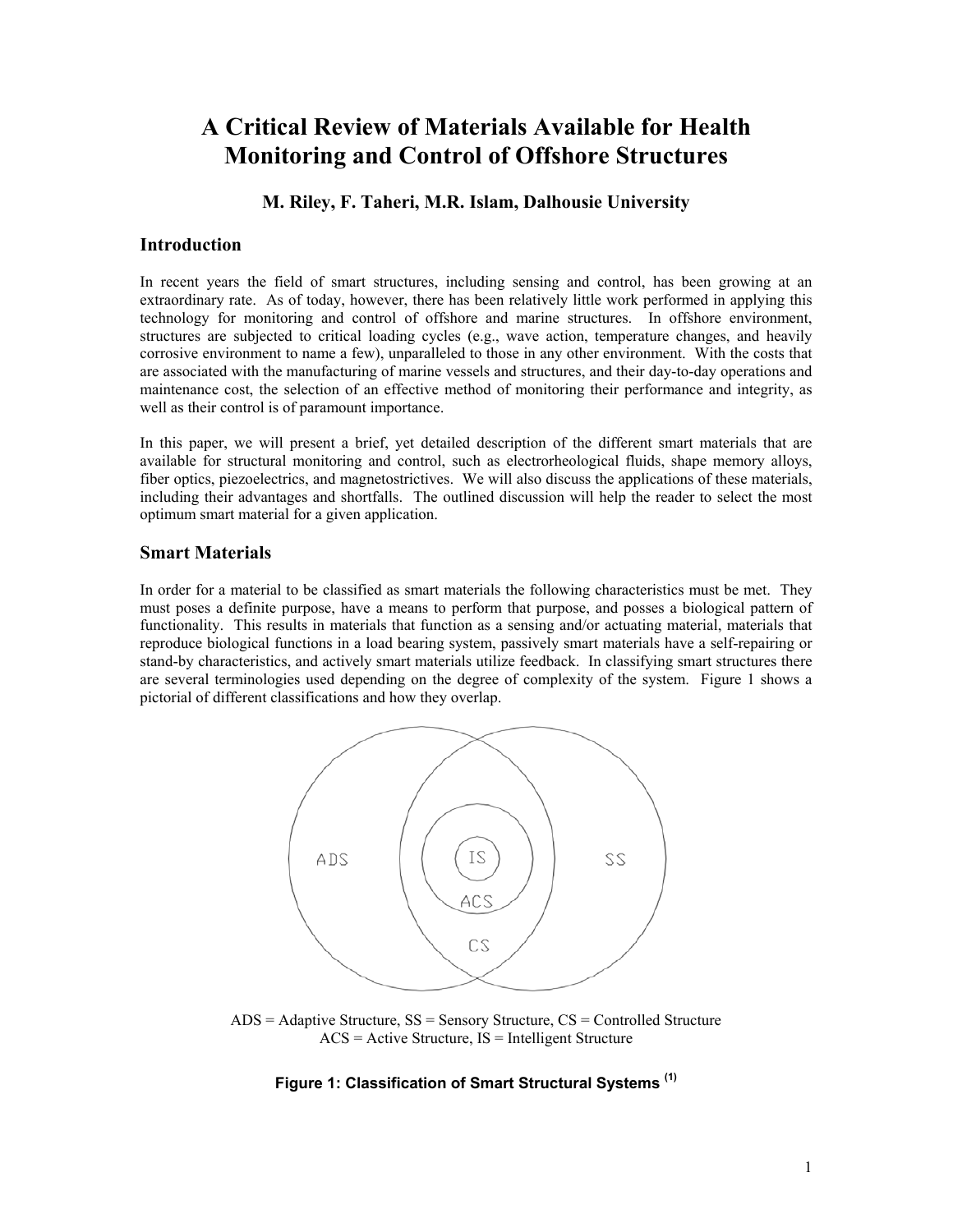# A Critical Review of Materials Available for Health Monitoring and Control of Offshore Structures

**M. Riley, F. Taheri, M.R. Islam, Dalhousie University**

## Introduction

In recent years the field of smart structures, including sensing and control, has been growing at an extraordinary rate. As of today, however, there has been relatively little work performed in applying this technology for monitoring and control of offshore and marine structures. In offshore environment, structures are subjected to critical loading cycles (e.g., wave action, temperature changes, and heavily corrosive environment to name a few), unparalleled to those in any other environment. With the costs that are associated with the manufacturing of marine vessels and structures, and their day-to-day operations and maintenance cost, the selection of an effective method of monitoring their performance and integrity, as well as their control is of paramount importance.

In this paper, we will present a brief, yet detailed description of the different smart materials that are available for structural monitoring and control, such as electrorheological fluids, shape memory alloys, fiber optics, piezoelectrics, and magnetostrictives. We will also discuss the applications of these materials, including their advantages and shortfalls. The outlined discussion will help the reader to select the most optimum smart material for a given application.

## Smart Materials

In order for a material to be classified as smart materials the following characteristics must be met. They must poses a definite purpose, have a means to perform that purpose, and posses a biological pattern of functionality. This results in materials that function as a sensing and/or actuating material, materials that reproduce biological functions in a load bearing system, passively smart materials have a self-repairing or stand-by characteristics, and actively smart materials utilize feedback. In classifying smart structures there are several terminologies used depending on the degree of complexity of the system. Figure 1 shows a pictorial of different classifications and how they overlap.

ADS = Adaptive Structure, SS = Sensory Structure, CS = Controlled Structure
ACS = Active Structure, IS = Intelligent Structure

**Figure 1: Classification of Smart Structural Systems [1]**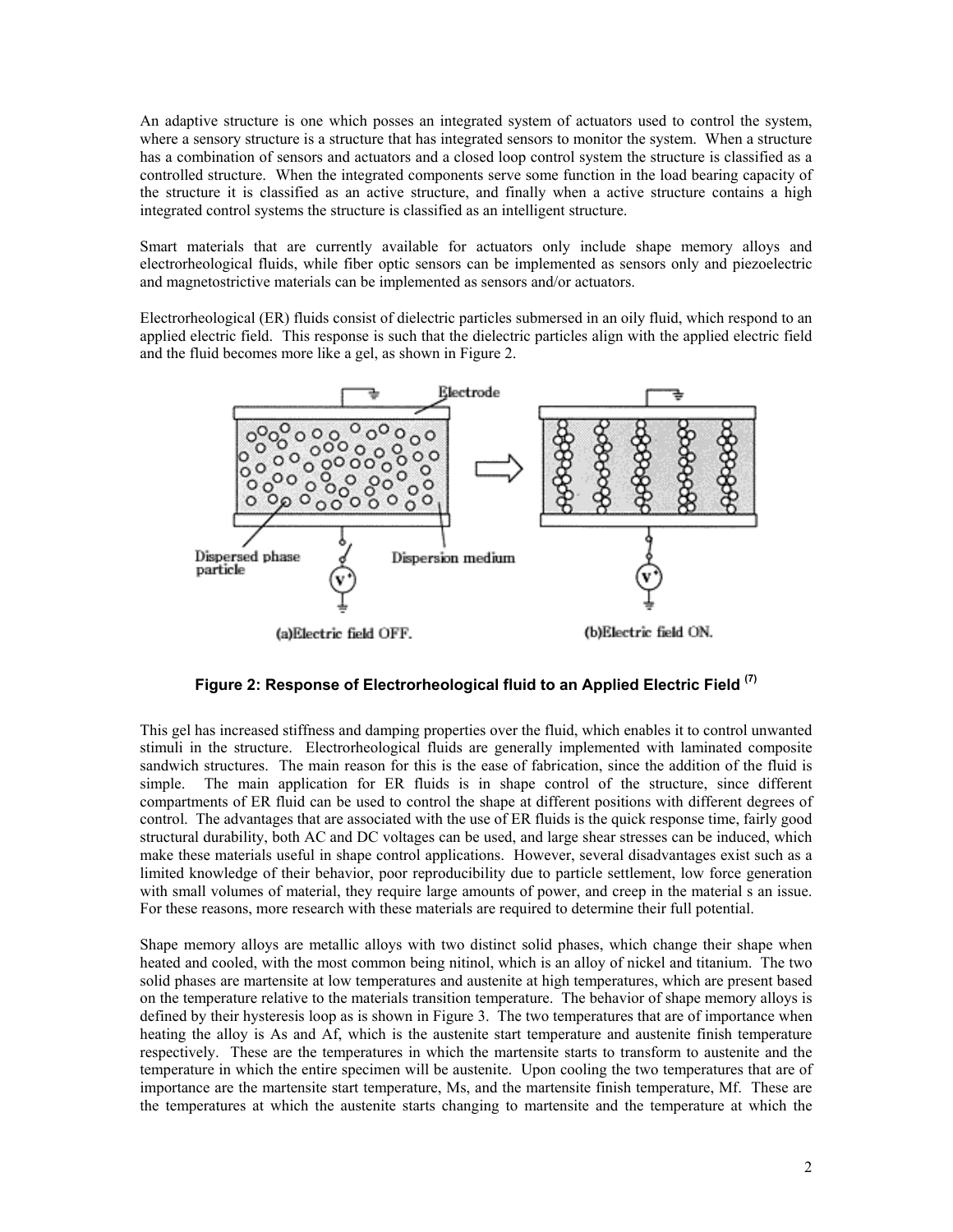An adaptive structure is one which posses an integrated system of actuators used to control the system, where a sensory structure is a structure that has integrated sensors to monitor the system. When a structure has a combination of sensors and actuators and a closed loop control system the structure is classified as a controlled structure. When the integrated components serve some function in the load bearing capacity of the structure it is classified as an active structure, and finally when a active structure contains a high integrated control systems the structure is classified as an intelligent structure.

Smart materials that are currently available for actuators only include shape memory alloys and electrorheological fluids, while fiber optic sensors can be implemented as sensors only and piezoelectric and magnetostrictive materials can be implemented as sensors and/or actuators.

Electrorheological (ER) fluids consist of dielectric particles submersed in an oily fluid, which respond to an applied electric field. This response is such that the dielectric particles align with the applied electric field and the fluid becomes more like a gel, as shown in Figure 2.

**Figure 2: Response of Electrorheological fluid to an Applied Electric Field [7]**

This gel has increased stiffness and damping properties over the fluid, which enables it to control unwanted stimuli in the structure. Electrorheological fluids are generally implemented with laminated composite sandwich structures. The main reason for this is the ease of fabrication, since the addition of the fluid is simple. The main application for ER fluids is in shape control of the structure, since different compartments of ER fluid can be used to control the shape at different positions with different degrees of control. The advantages that are associated with the use of ER fluids is the quick response time, fairly good structural durability, both AC and DC voltages can be used, and large shear stresses can be induced, which make these materials useful in shape control applications. However, several disadvantages exist such as a limited knowledge of their behavior, poor reproducibility due to particle settlement, low force generation with small volumes of material, they require large amounts of power, and creep in the material s an issue. For these reasons, more research with these materials are required to determine their full potential.

Shape memory alloys are metallic alloys with two distinct solid phases, which change their shape when heated and cooled, with the most common being nitinol, which is an alloy of nickel and titanium. The two solid phases are martensite at low temperatures and austenite at high temperatures, which are present based on the temperature relative to the materials transition temperature. The behavior of shape memory alloys is defined by their hysteresis loop as is shown in Figure 3. The two temperatures that are of importance when heating the alloy is As and Af, which is the austenite start temperature and austenite finish temperature respectively. These are the temperatures in which the martensite starts to transform to austenite and the temperature in which the entire specimen will be austenite. Upon cooling the two temperatures that are of importance are the martensite start temperature, Ms, and the martensite finish temperature, Mf. These are the temperatures at which the austenite starts changing to martensite and the temperature at which the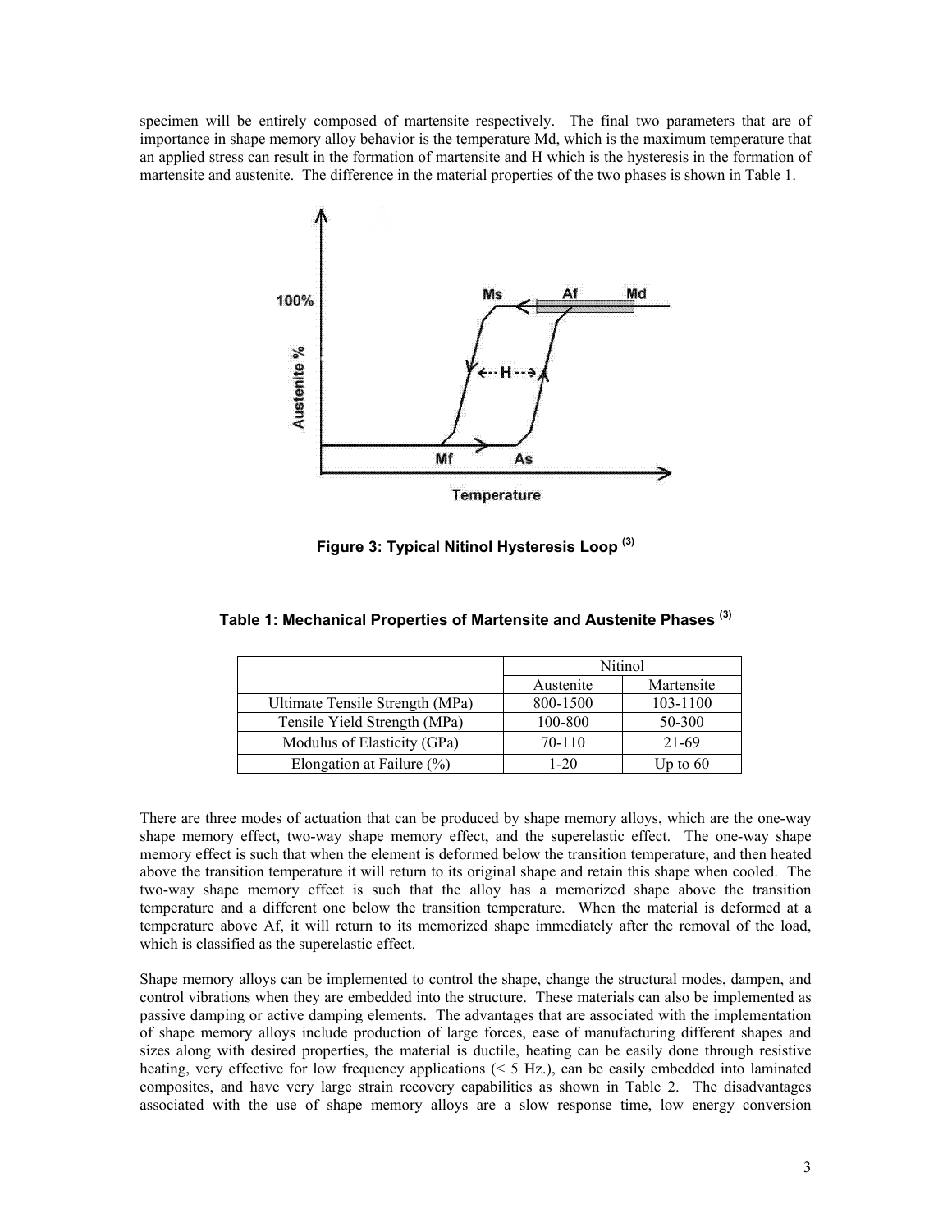specimen will be entirely composed of martensite respectively. The final two parameters that are of importance in shape memory alloy behavior is the temperature Md, which is the maximum temperature that an applied stress can result in the formation of martensite and H which is the hysteresis in the formation of martensite and austenite. The difference in the material properties of the two phases is shown in Table 1.

**Figure 3: Typical Nitinol Hysteresis Loop [3]**

**Table 1: Mechanical Properties of Martensite and Austenite Phases [3]**

| | Nitinol | |
|---|---|---|
| | Austenite | Martensite |
| Ultimate Tensile Strength (MPa) | 800-1500 | 103-1100 |
| Tensile Yield Strength (MPa) | 100-800 | 50-300 |
| Modulus of Elasticity (GPa) | 70-110 | 21-69 |
| Elongation at Failure (%) | 1-20 | Up to 60 |

There are three modes of actuation that can be produced by shape memory alloys, which are the one-way shape memory effect, two-way shape memory effect, and the superelastic effect. The one-way shape memory effect is such that when the element is deformed below the transition temperature, and then heated above the transition temperature it will return to its original shape and retain this shape when cooled. The two-way shape memory effect is such that the alloy has a memorized shape above the transition temperature and a different one below the transition temperature. When the material is deformed at a temperature above Af, it will return to its memorized shape immediately after the removal of the load, which is classified as the superelastic effect.

Shape memory alloys can be implemented to control the shape, change the structural modes, dampen, and control vibrations when they are embedded into the structure. These materials can also be implemented as passive damping or active damping elements. The advantages that are associated with the implementation of shape memory alloys include production of large forces, ease of manufacturing different shapes and sizes along with desired properties, the material is ductile, heating can be easily done through resistive heating, very effective for low frequency applications (< 5 Hz.), can be easily embedded into laminated composites, and have very large strain recovery capabilities as shown in Table 2. The disadvantages associated with the use of shape memory alloys are a slow response time, low energy conversion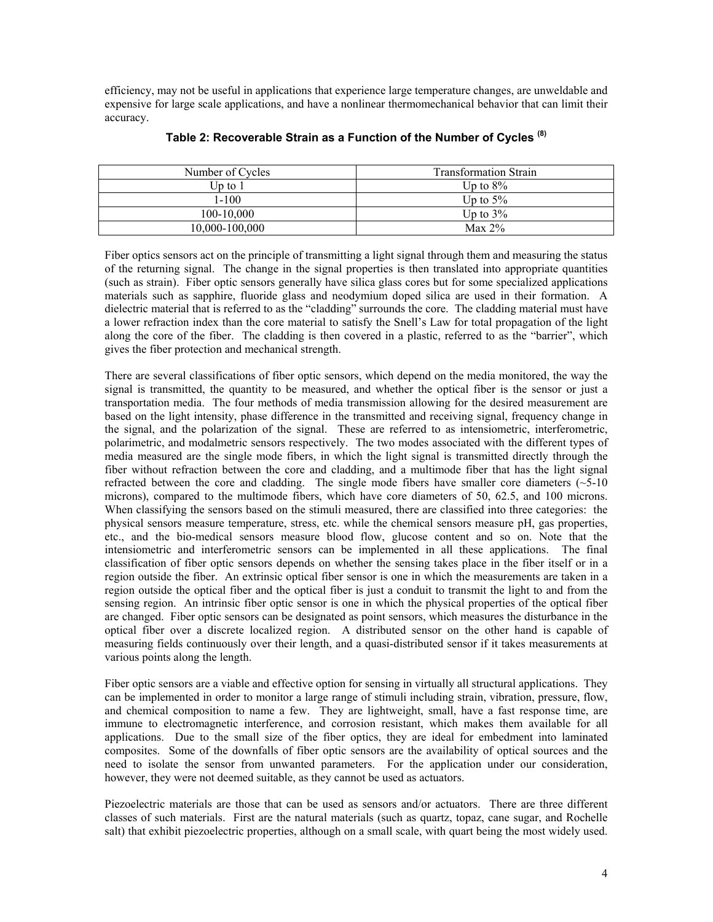efficiency, may not be useful in applications that experience large temperature changes, are unweldable and expensive for large scale applications, and have a nonlinear thermomechanical behavior that can limit their accuracy.

**Table 2: Recoverable Strain as a Function of the Number of Cycles [(8)]**

| Number of Cycles | Transformation Strain |
|---|---|
| Up to 1 | Up to 8% |
| 1-100 | Up to 5% |
| 100-10,000 | Up to 3% |
| 10,000-100,000 | Max 2% |

Fiber optics sensors act on the principle of transmitting a light signal through them and measuring the status of the returning signal. The change in the signal properties is then translated into appropriate quantities (such as strain). Fiber optic sensors generally have silica glass cores but for some specialized applications materials such as sapphire, fluoride glass and neodymium doped silica are used in their formation. A dielectric material that is referred to as the "cladding" surrounds the core. The cladding material must have a lower refraction index than the core material to satisfy the Snell's Law for total propagation of the light along the core of the fiber. The cladding is then covered in a plastic, referred to as the "barrier", which gives the fiber protection and mechanical strength.

There are several classifications of fiber optic sensors, which depend on the media monitored, the way the signal is transmitted, the quantity to be measured, and whether the optical fiber is the sensor or just a transportation media. The four methods of media transmission allowing for the desired measurement are based on the light intensity, phase difference in the transmitted and receiving signal, frequency change in the signal, and the polarization of the signal. These are referred to as intensiometric, interferometric, polarimetric, and modalmetric sensors respectively. The two modes associated with the different types of media measured are the single mode fibers, in which the light signal is transmitted directly through the fiber without refraction between the core and cladding, and a multimode fiber that has the light signal refracted between the core and cladding. The single mode fibers have smaller core diameters (~5-10 microns), compared to the multimode fibers, which have core diameters of 50, 62.5, and 100 microns. When classifying the sensors based on the stimuli measured, there are classified into three categories: the physical sensors measure temperature, stress, etc. while the chemical sensors measure pH, gas properties, etc., and the bio-medical sensors measure blood flow, glucose content and so on. Note that the intensiometric and interferometric sensors can be implemented in all these applications. The final classification of fiber optic sensors depends on whether the sensing takes place in the fiber itself or in a region outside the fiber. An extrinsic optical fiber sensor is one in which the measurements are taken in a region outside the optical fiber and the optical fiber is just a conduit to transmit the light to and from the sensing region. An intrinsic fiber optic sensor is one in which the physical properties of the optical fiber are changed. Fiber optic sensors can be designated as point sensors, which measures the disturbance in the optical fiber over a discrete localized region. A distributed sensor on the other hand is capable of measuring fields continuously over their length, and a quasi-distributed sensor if it takes measurements at various points along the length.

Fiber optic sensors are a viable and effective option for sensing in virtually all structural applications. They can be implemented in order to monitor a large range of stimuli including strain, vibration, pressure, flow, and chemical composition to name a few. They are lightweight, small, have a fast response time, are immune to electromagnetic interference, and corrosion resistant, which makes them available for all applications. Due to the small size of the fiber optics, they are ideal for embedment into laminated composites. Some of the downfalls of fiber optic sensors are the availability of optical sources and the need to isolate the sensor from unwanted parameters. For the application under our consideration, however, they were not deemed suitable, as they cannot be used as actuators.

Piezoelectric materials are those that can be used as sensors and/or actuators. There are three different classes of such materials. First are the natural materials (such as quartz, topaz, cane sugar, and Rochelle salt) that exhibit piezoelectric properties, although on a small scale, with quart being the most widely used.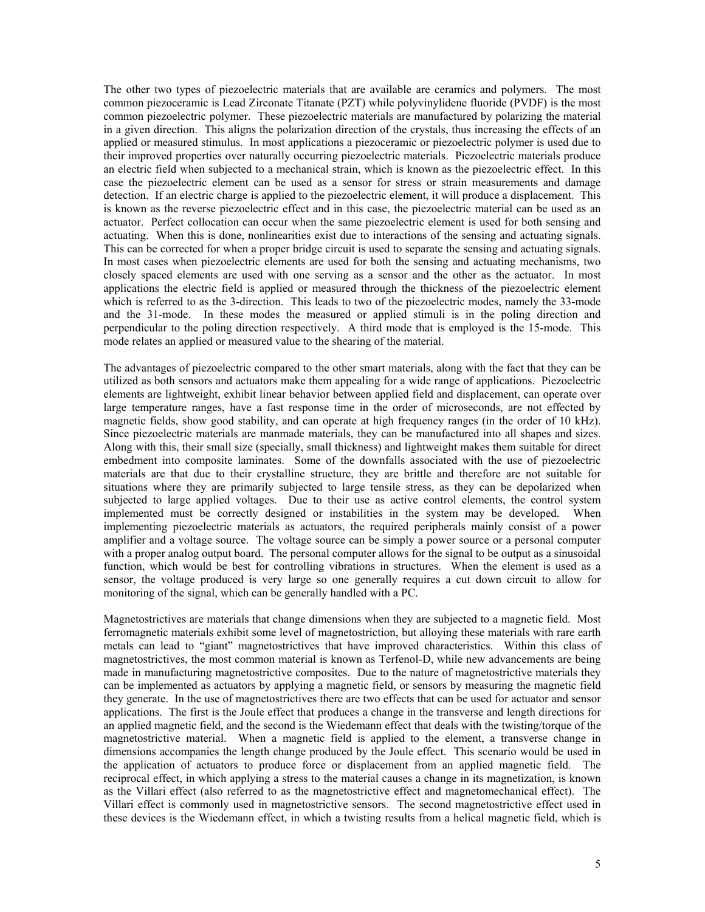The other two types of piezoelectric materials that are available are ceramics and polymers. The most common piezoceramic is Lead Zirconate Titanate (PZT) while polyvinylidene fluoride (PVDF) is the most common piezoelectric polymer. These piezoelectric materials are manufactured by polarizing the material in a given direction. This aligns the polarization direction of the crystals, thus increasing the effects of an applied or measured stimulus. In most applications a piezoceramic or piezoelectric polymer is used due to their improved properties over naturally occurring piezoelectric materials. Piezoelectric materials produce an electric field when subjected to a mechanical strain, which is known as the piezoelectric effect. In this case the piezoelectric element can be used as a sensor for stress or strain measurements and damage detection. If an electric charge is applied to the piezoelectric element, it will produce a displacement. This is known as the reverse piezoelectric effect and in this case, the piezoelectric material can be used as an actuator. Perfect collocation can occur when the same piezoelectric element is used for both sensing and actuating. When this is done, nonlinearities exist due to interactions of the sensing and actuating signals. This can be corrected for when a proper bridge circuit is used to separate the sensing and actuating signals. In most cases when piezoelectric elements are used for both the sensing and actuating mechanisms, two closely spaced elements are used with one serving as a sensor and the other as the actuator. In most applications the electric field is applied or measured through the thickness of the piezoelectric element which is referred to as the 3-direction. This leads to two of the piezoelectric modes, namely the 33-mode and the 31-mode. In these modes the measured or applied stimuli is in the poling direction and perpendicular to the poling direction respectively. A third mode that is employed is the 15-mode. This mode relates an applied or measured value to the shearing of the material.

The advantages of piezoelectric compared to the other smart materials, along with the fact that they can be utilized as both sensors and actuators make them appealing for a wide range of applications. Piezoelectric elements are lightweight, exhibit linear behavior between applied field and displacement, can operate over large temperature ranges, have a fast response time in the order of microseconds, are not effected by magnetic fields, show good stability, and can operate at high frequency ranges (in the order of 10 kHz). Since piezoelectric materials are manmade materials, they can be manufactured into all shapes and sizes. Along with this, their small size (specially, small thickness) and lightweight makes them suitable for direct embedment into composite laminates. Some of the downfalls associated with the use of piezoelectric materials are that due to their crystalline structure, they are brittle and therefore are not suitable for situations where they are primarily subjected to large tensile stress, as they can be depolarized when subjected to large applied voltages. Due to their use as active control elements, the control system implemented must be correctly designed or instabilities in the system may be developed. When implementing piezoelectric materials as actuators, the required peripherals mainly consist of a power amplifier and a voltage source. The voltage source can be simply a power source or a personal computer with a proper analog output board. The personal computer allows for the signal to be output as a sinusoidal function, which would be best for controlling vibrations in structures. When the element is used as a sensor, the voltage produced is very large so one generally requires a cut down circuit to allow for monitoring of the signal, which can be generally handled with a PC.

Magnetostrictives are materials that change dimensions when they are subjected to a magnetic field. Most ferromagnetic materials exhibit some level of magnetostriction, but alloying these materials with rare earth metals can lead to "giant" magnetostrictives that have improved characteristics. Within this class of magnetostrictives, the most common material is known as Terfenol-D, while new advancements are being made in manufacturing magnetostrictive composites. Due to the nature of magnetostrictive materials they can be implemented as actuators by applying a magnetic field, or sensors by measuring the magnetic field they generate. In the use of magnetostrictives there are two effects that can be used for actuator and sensor applications. The first is the Joule effect that produces a change in the transverse and length directions for an applied magnetic field, and the second is the Wiedemann effect that deals with the twisting/torque of the magnetostrictive material. When a magnetic field is applied to the element, a transverse change in dimensions accompanies the length change produced by the Joule effect. This scenario would be used in the application of actuators to produce force or displacement from an applied magnetic field. The reciprocal effect, in which applying a stress to the material causes a change in its magnetization, is known as the Villari effect (also referred to as the magnetostrictive effect and magnetomechanical effect). The Villari effect is commonly used in magnetostrictive sensors. The second magnetostrictive effect used in these devices is the Wiedemann effect, in which a twisting results from a helical magnetic field, which is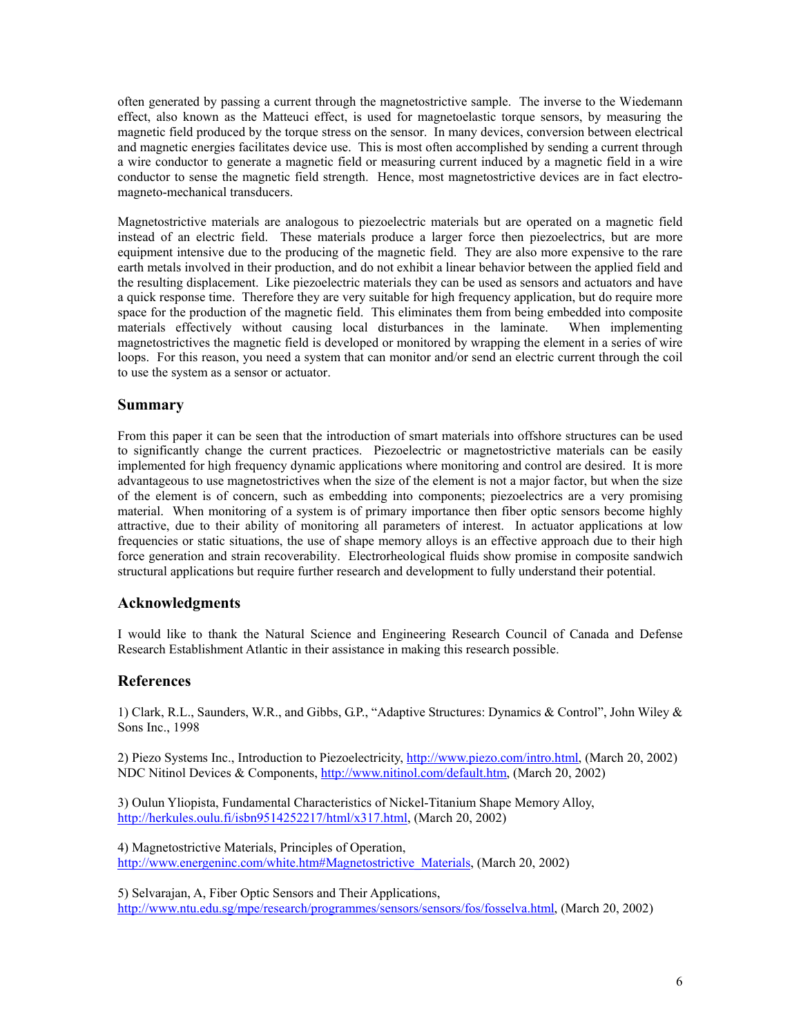often generated by passing a current through the magnetostrictive sample. The inverse to the Wiedemann effect, also known as the Matteuci effect, is used for magnetoelastic torque sensors, by measuring the magnetic field produced by the torque stress on the sensor. In many devices, conversion between electrical and magnetic energies facilitates device use. This is most often accomplished by sending a current through a wire conductor to generate a magnetic field or measuring current induced by a magnetic field in a wire conductor to sense the magnetic field strength. Hence, most magnetostrictive devices are in fact electro-magneto-mechanical transducers.

Magnetostrictive materials are analogous to piezoelectric materials but are operated on a magnetic field instead of an electric field. These materials produce a larger force then piezoelectrics, but are more equipment intensive due to the producing of the magnetic field. They are also more expensive to the rare earth metals involved in their production, and do not exhibit a linear behavior between the applied field and the resulting displacement. Like piezoelectric materials they can be used as sensors and actuators and have a quick response time. Therefore they are very suitable for high frequency application, but do require more space for the production of the magnetic field. This eliminates them from being embedded into composite materials effectively without causing local disturbances in the laminate. When implementing magnetostrictives the magnetic field is developed or monitored by wrapping the element in a series of wire loops. For this reason, you need a system that can monitor and/or send an electric current through the coil to use the system as a sensor or actuator.

## Summary

From this paper it can be seen that the introduction of smart materials into offshore structures can be used to significantly change the current practices. Piezoelectric or magnetostrictive materials can be easily implemented for high frequency dynamic applications where monitoring and control are desired. It is more advantageous to use magnetostrictives when the size of the element is not a major factor, but when the size of the element is of concern, such as embedding into components; piezoelectrics are a very promising material. When monitoring of a system is of primary importance then fiber optic sensors become highly attractive, due to their ability of monitoring all parameters of interest. In actuator applications at low frequencies or static situations, the use of shape memory alloys is an effective approach due to their high force generation and strain recoverability. Electrorheological fluids show promise in composite sandwich structural applications but require further research and development to fully understand their potential.

## Acknowledgments

I would like to thank the Natural Science and Engineering Research Council of Canada and Defense Research Establishment Atlantic in their assistance in making this research possible.

## References

1) Clark, R.L., Saunders, W.R., and Gibbs, G.P., "Adaptive Structures: Dynamics & Control", John Wiley & Sons Inc., 1998

2) Piezo Systems Inc., Introduction to Piezoelectricity, http://www.piezo.com/intro.html, (March 20, 2002)
NDC Nitinol Devices & Components, http://www.nitinol.com/default.htm, (March 20, 2002)

3) Oulun Yliopista, Fundamental Characteristics of Nickel-Titanium Shape Memory Alloy, http://herkules.oulu.fi/isbn9514252217/html/x317.html, (March 20, 2002)

4) Magnetostrictive Materials, Principles of Operation, http://www.energeninc.com/white.htm#Magnetostrictive_Materials, (March 20, 2002)

5) Selvarajan, A, Fiber Optic Sensors and Their Applications, http://www.ntu.edu.sg/mpe/research/programmes/sensors/sensors/fos/fosselva.html, (March 20, 2002)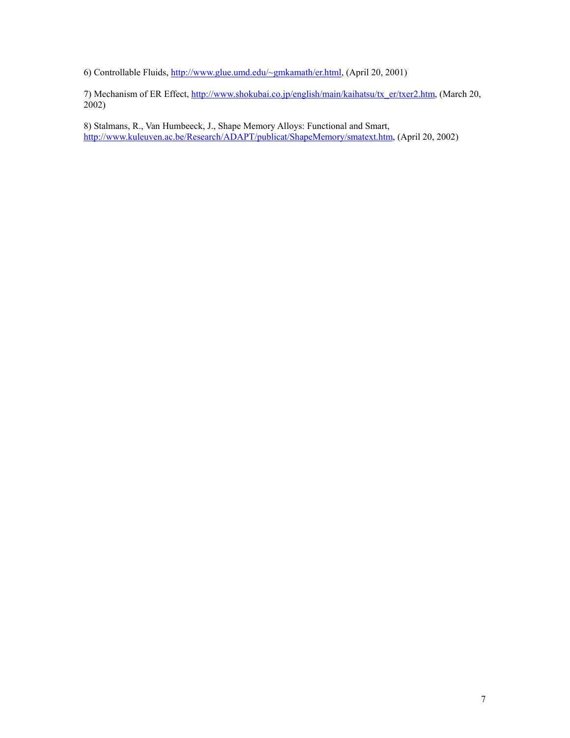6) Controllable Fluids, http://www.glue.umd.edu/~gmkamath/er.html, (April 20, 2001)

7) Mechanism of ER Effect, http://www.shokubai.co.jp/english/main/kaihatsu/tx_er/txer2.htm, (March 20, 2002)

8) Stalmans, R., Van Humbeeck, J., Shape Memory Alloys: Functional and Smart, http://www.kuleuven.ac.be/Research/ADAPT/publicat/ShapeMemory/smatext.htm, (April 20, 2002)